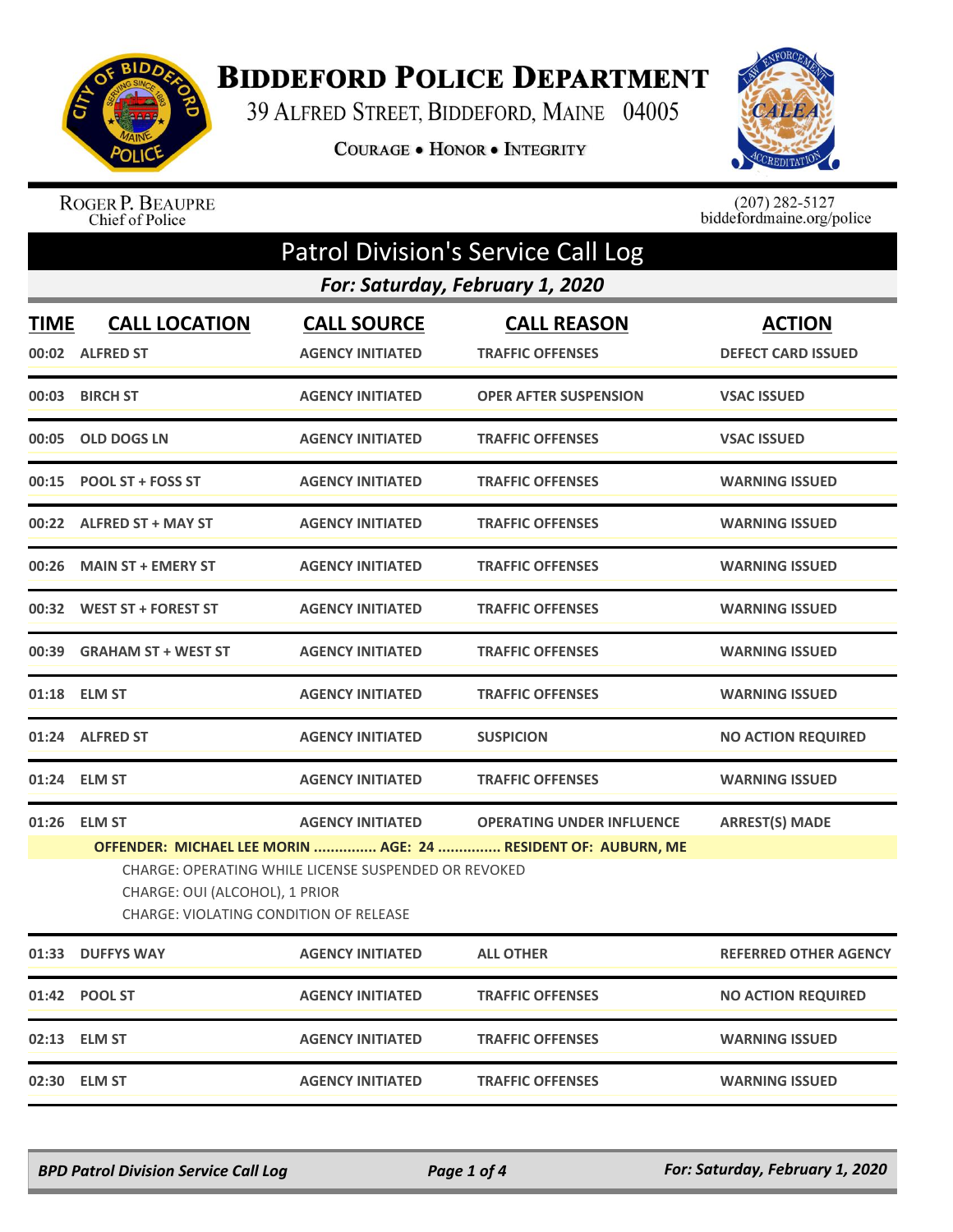# Biddeford Police Department

39 Alfred Street, Biddeford, Maine 04005

Courage • Honor • Integrity

Roger P. Beaupre
Chief of Police

(207) 282-5127
biddefordmaine.org/police

## Patrol Division's Service Call Log

### For: Saturday, February 1, 2020

| TIME | CALL LOCATION | CALL SOURCE | CALL REASON | ACTION |
|---|---|---|---|---|
| 00:02 | ALFRED ST | AGENCY INITIATED | TRAFFIC OFFENSES | DEFECT CARD ISSUED |
| 00:03 | BIRCH ST | AGENCY INITIATED | OPER AFTER SUSPENSION | VSAC ISSUED |
| 00:05 | OLD DOGS LN | AGENCY INITIATED | TRAFFIC OFFENSES | VSAC ISSUED |
| 00:15 | POOL ST + FOSS ST | AGENCY INITIATED | TRAFFIC OFFENSES | WARNING ISSUED |
| 00:22 | ALFRED ST + MAY ST | AGENCY INITIATED | TRAFFIC OFFENSES | WARNING ISSUED |
| 00:26 | MAIN ST + EMERY ST | AGENCY INITIATED | TRAFFIC OFFENSES | WARNING ISSUED |
| 00:32 | WEST ST + FOREST ST | AGENCY INITIATED | TRAFFIC OFFENSES | WARNING ISSUED |
| 00:39 | GRAHAM ST + WEST ST | AGENCY INITIATED | TRAFFIC OFFENSES | WARNING ISSUED |
| 01:18 | ELM ST | AGENCY INITIATED | TRAFFIC OFFENSES | WARNING ISSUED |
| 01:24 | ALFRED ST | AGENCY INITIATED | SUSPICION | NO ACTION REQUIRED |
| 01:24 | ELM ST | AGENCY INITIATED | TRAFFIC OFFENSES | WARNING ISSUED |
| 01:26 | ELM ST | AGENCY INITIATED | OPERATING UNDER INFLUENCE | ARREST(S) MADE |

**OFFENDER: MICHAEL LEE MORIN ............... AGE: 24 ............... RESIDENT OF: AUBURN, ME**

CHARGE: OPERATING WHILE LICENSE SUSPENDED OR REVOKED
CHARGE: OUI (ALCOHOL), 1 PRIOR
CHARGE: VIOLATING CONDITION OF RELEASE

| TIME | CALL LOCATION | CALL SOURCE | CALL REASON | ACTION |
|---|---|---|---|---|
| 01:33 | DUFFYS WAY | AGENCY INITIATED | ALL OTHER | REFERRED OTHER AGENCY |
| 01:42 | POOL ST | AGENCY INITIATED | TRAFFIC OFFENSES | NO ACTION REQUIRED |
| 02:13 | ELM ST | AGENCY INITIATED | TRAFFIC OFFENSES | WARNING ISSUED |
| 02:30 | ELM ST | AGENCY INITIATED | TRAFFIC OFFENSES | WARNING ISSUED |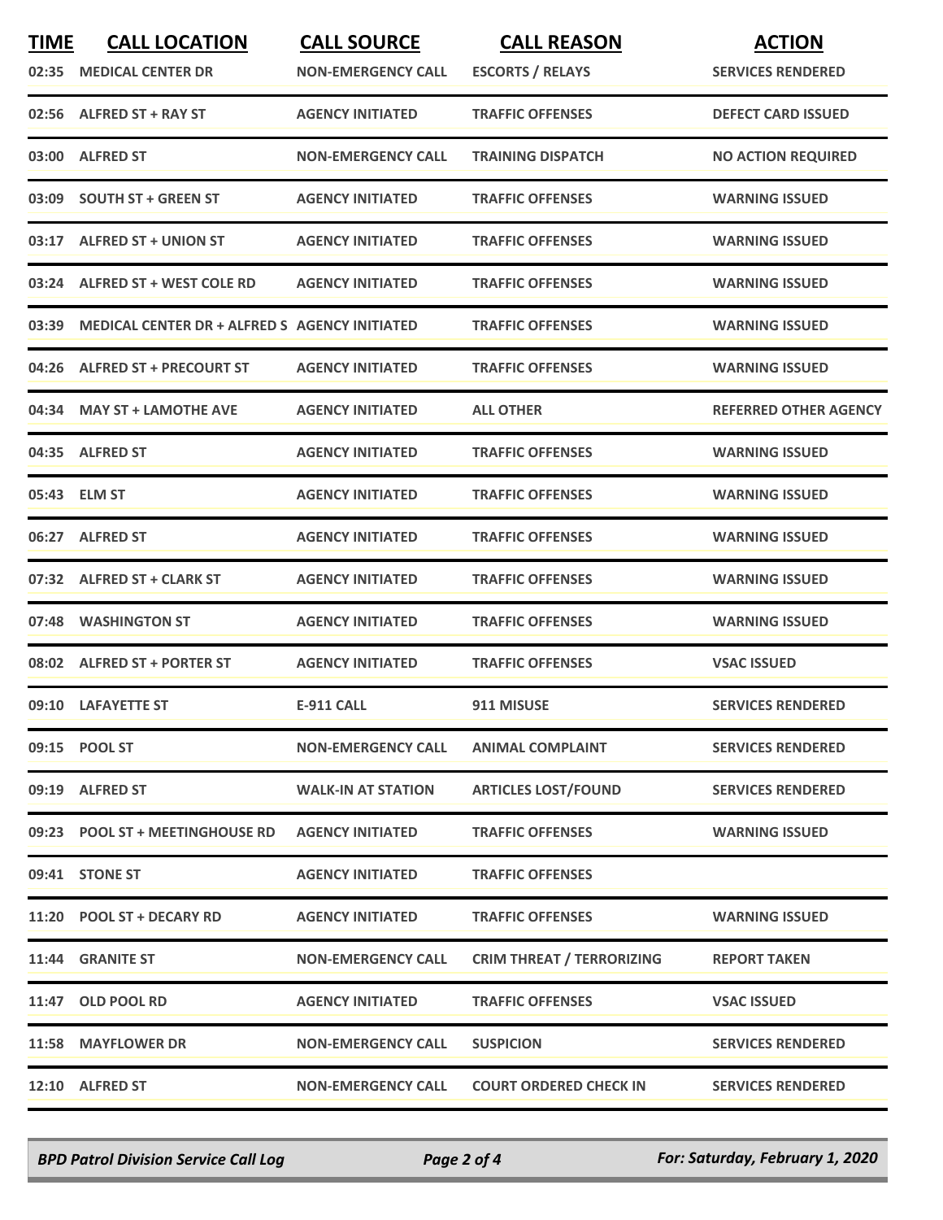| TIME | CALL LOCATION | CALL SOURCE | CALL REASON | ACTION |
|---|---|---|---|---|
| 02:35 | MEDICAL CENTER DR | NON-EMERGENCY CALL | ESCORTS / RELAYS | SERVICES RENDERED |
| 02:56 | ALFRED ST + RAY ST | AGENCY INITIATED | TRAFFIC OFFENSES | DEFECT CARD ISSUED |
| 03:00 | ALFRED ST | NON-EMERGENCY CALL | TRAINING DISPATCH | NO ACTION REQUIRED |
| 03:09 | SOUTH ST + GREEN ST | AGENCY INITIATED | TRAFFIC OFFENSES | WARNING ISSUED |
| 03:17 | ALFRED ST + UNION ST | AGENCY INITIATED | TRAFFIC OFFENSES | WARNING ISSUED |
| 03:24 | ALFRED ST + WEST COLE RD | AGENCY INITIATED | TRAFFIC OFFENSES | WARNING ISSUED |
| 03:39 | MEDICAL CENTER DR + ALFRED S | AGENCY INITIATED | TRAFFIC OFFENSES | WARNING ISSUED |
| 04:26 | ALFRED ST + PRECOURT ST | AGENCY INITIATED | TRAFFIC OFFENSES | WARNING ISSUED |
| 04:34 | MAY ST + LAMOTHE AVE | AGENCY INITIATED | ALL OTHER | REFERRED OTHER AGENCY |
| 04:35 | ALFRED ST | AGENCY INITIATED | TRAFFIC OFFENSES | WARNING ISSUED |
| 05:43 | ELM ST | AGENCY INITIATED | TRAFFIC OFFENSES | WARNING ISSUED |
| 06:27 | ALFRED ST | AGENCY INITIATED | TRAFFIC OFFENSES | WARNING ISSUED |
| 07:32 | ALFRED ST + CLARK ST | AGENCY INITIATED | TRAFFIC OFFENSES | WARNING ISSUED |
| 07:48 | WASHINGTON ST | AGENCY INITIATED | TRAFFIC OFFENSES | WARNING ISSUED |
| 08:02 | ALFRED ST + PORTER ST | AGENCY INITIATED | TRAFFIC OFFENSES | VSAC ISSUED |
| 09:10 | LAFAYETTE ST | E-911 CALL | 911 MISUSE | SERVICES RENDERED |
| 09:15 | POOL ST | NON-EMERGENCY CALL | ANIMAL COMPLAINT | SERVICES RENDERED |
| 09:19 | ALFRED ST | WALK-IN AT STATION | ARTICLES LOST/FOUND | SERVICES RENDERED |
| 09:23 | POOL ST + MEETINGHOUSE RD | AGENCY INITIATED | TRAFFIC OFFENSES | WARNING ISSUED |
| 09:41 | STONE ST | AGENCY INITIATED | TRAFFIC OFFENSES | |
| 11:20 | POOL ST + DECARY RD | AGENCY INITIATED | TRAFFIC OFFENSES | WARNING ISSUED |
| 11:44 | GRANITE ST | NON-EMERGENCY CALL | CRIM THREAT / TERRORIZING | REPORT TAKEN |
| 11:47 | OLD POOL RD | AGENCY INITIATED | TRAFFIC OFFENSES | VSAC ISSUED |
| 11:58 | MAYFLOWER DR | NON-EMERGENCY CALL | SUSPICION | SERVICES RENDERED |
| 12:10 | ALFRED ST | NON-EMERGENCY CALL | COURT ORDERED CHECK IN | SERVICES RENDERED |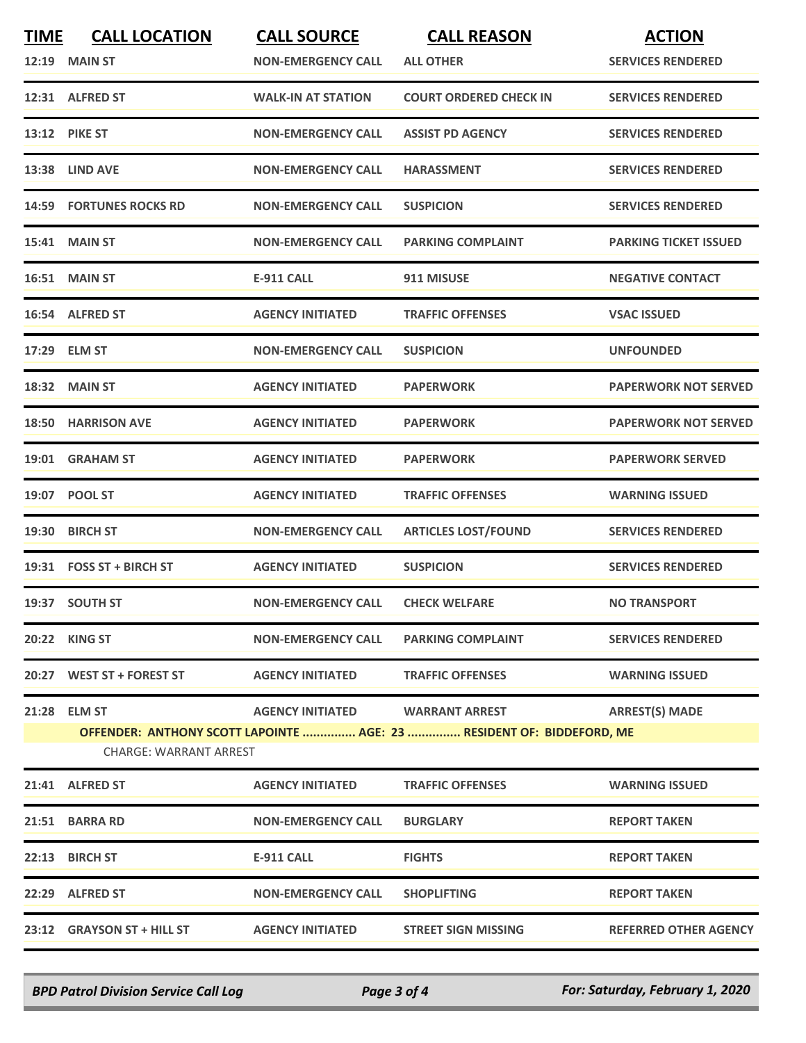| TIME | CALL LOCATION | CALL SOURCE | CALL REASON | ACTION |
|---|---|---|---|---|
| 12:19 | MAIN ST | NON-EMERGENCY CALL | ALL OTHER | SERVICES RENDERED |
| 12:31 | ALFRED ST | WALK-IN AT STATION | COURT ORDERED CHECK IN | SERVICES RENDERED |
| 13:12 | PIKE ST | NON-EMERGENCY CALL | ASSIST PD AGENCY | SERVICES RENDERED |
| 13:38 | LIND AVE | NON-EMERGENCY CALL | HARASSMENT | SERVICES RENDERED |
| 14:59 | FORTUNES ROCKS RD | NON-EMERGENCY CALL | SUSPICION | SERVICES RENDERED |
| 15:41 | MAIN ST | NON-EMERGENCY CALL | PARKING COMPLAINT | PARKING TICKET ISSUED |
| 16:51 | MAIN ST | E-911 CALL | 911 MISUSE | NEGATIVE CONTACT |
| 16:54 | ALFRED ST | AGENCY INITIATED | TRAFFIC OFFENSES | VSAC ISSUED |
| 17:29 | ELM ST | NON-EMERGENCY CALL | SUSPICION | UNFOUNDED |
| 18:32 | MAIN ST | AGENCY INITIATED | PAPERWORK | PAPERWORK NOT SERVED |
| 18:50 | HARRISON AVE | AGENCY INITIATED | PAPERWORK | PAPERWORK NOT SERVED |
| 19:01 | GRAHAM ST | AGENCY INITIATED | PAPERWORK | PAPERWORK SERVED |
| 19:07 | POOL ST | AGENCY INITIATED | TRAFFIC OFFENSES | WARNING ISSUED |
| 19:30 | BIRCH ST | NON-EMERGENCY CALL | ARTICLES LOST/FOUND | SERVICES RENDERED |
| 19:31 | FOSS ST + BIRCH ST | AGENCY INITIATED | SUSPICION | SERVICES RENDERED |
| 19:37 | SOUTH ST | NON-EMERGENCY CALL | CHECK WELFARE | NO TRANSPORT |
| 20:22 | KING ST | NON-EMERGENCY CALL | PARKING COMPLAINT | SERVICES RENDERED |
| 20:27 | WEST ST + FOREST ST | AGENCY INITIATED | TRAFFIC OFFENSES | WARNING ISSUED |
| 21:28 | ELM ST | AGENCY INITIATED | WARRANT ARREST | ARREST(S) MADE |
| | OFFENDER: ANTHONY SCOTT LAPOINTE ............... AGE: 23 ............... RESIDENT OF: BIDDEFORD, ME | | | |
| | CHARGE: WARRANT ARREST | | | |
| 21:41 | ALFRED ST | AGENCY INITIATED | TRAFFIC OFFENSES | WARNING ISSUED |
| 21:51 | BARRA RD | NON-EMERGENCY CALL | BURGLARY | REPORT TAKEN |
| 22:13 | BIRCH ST | E-911 CALL | FIGHTS | REPORT TAKEN |
| 22:29 | ALFRED ST | NON-EMERGENCY CALL | SHOPLIFTING | REPORT TAKEN |
| 23:12 | GRAYSON ST + HILL ST | AGENCY INITIATED | STREET SIGN MISSING | REFERRED OTHER AGENCY |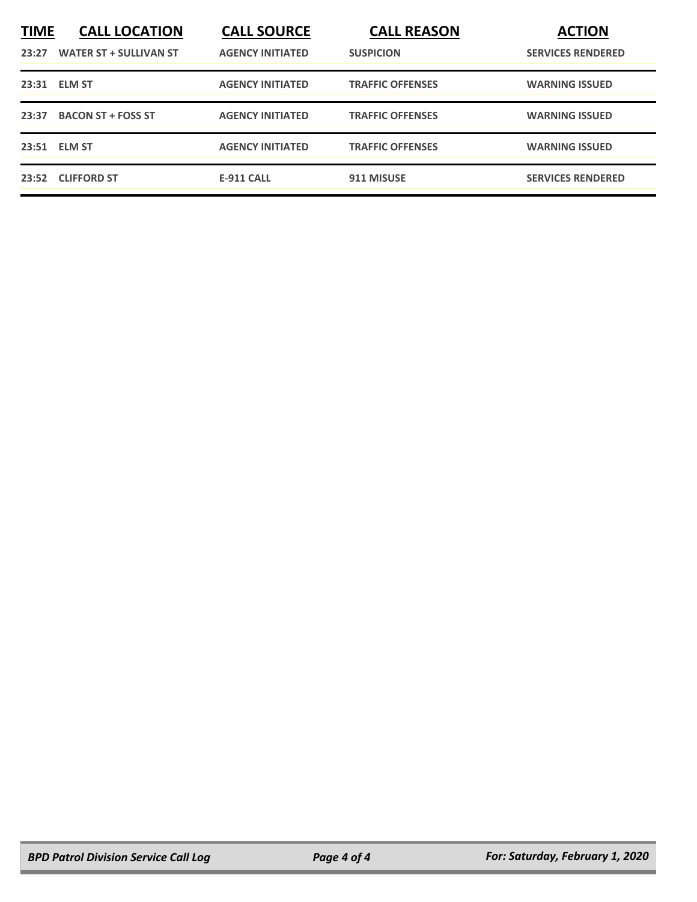| TIME | CALL LOCATION | CALL SOURCE | CALL REASON | ACTION |
| --- | --- | --- | --- | --- |
| 23:27 | WATER ST + SULLIVAN ST | AGENCY INITIATED | SUSPICION | SERVICES RENDERED |
| 23:31 | ELM ST | AGENCY INITIATED | TRAFFIC OFFENSES | WARNING ISSUED |
| 23:37 | BACON ST + FOSS ST | AGENCY INITIATED | TRAFFIC OFFENSES | WARNING ISSUED |
| 23:51 | ELM ST | AGENCY INITIATED | TRAFFIC OFFENSES | WARNING ISSUED |
| 23:52 | CLIFFORD ST | E-911 CALL | 911 MISUSE | SERVICES RENDERED |